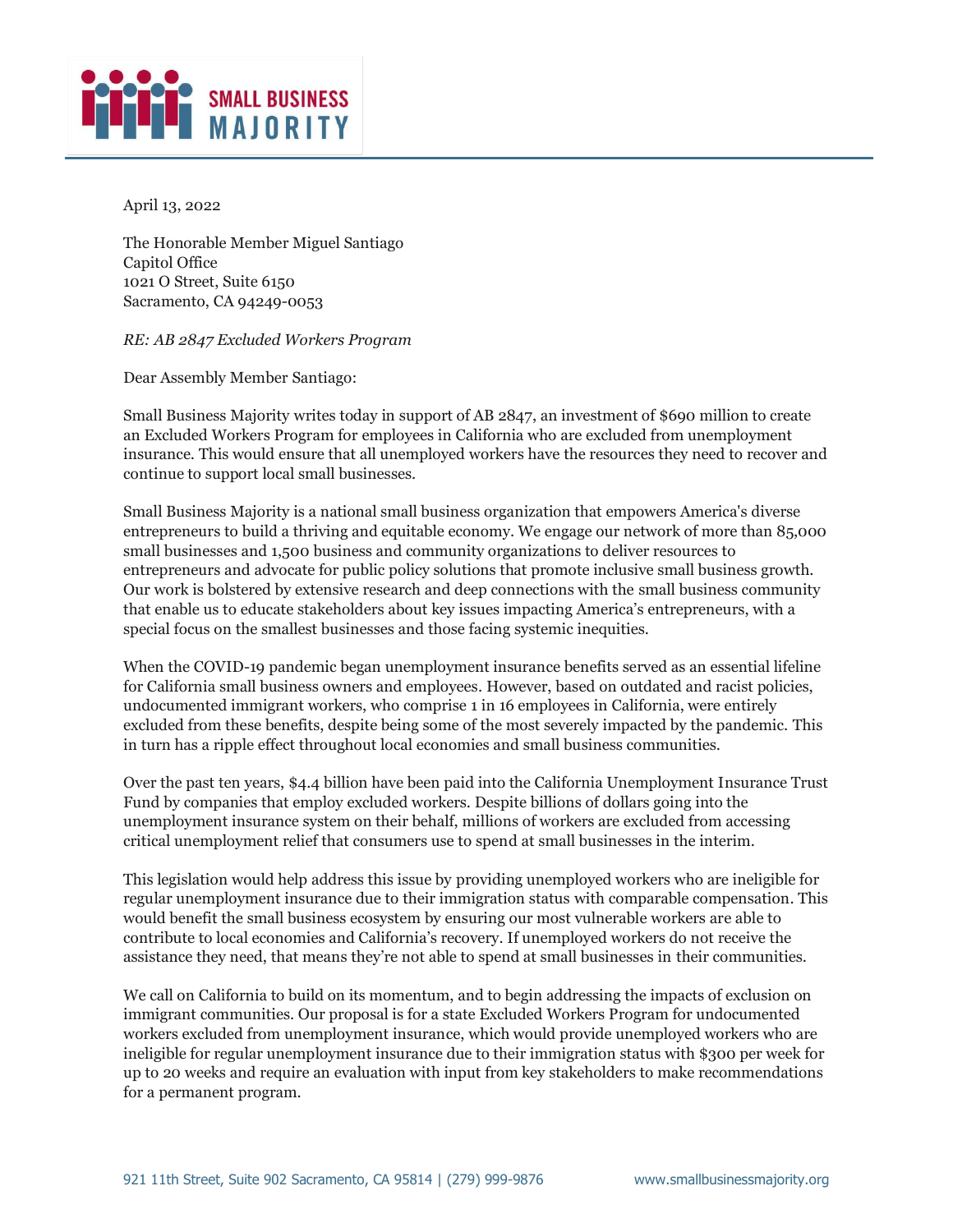SMALL BUSINESS MAJORITY

April 13, 2022

The Honorable Member Miguel Santiago
Capitol Office
1021 O Street, Suite 6150
Sacramento, CA 94249-0053

*RE: AB 2847 Excluded Workers Program*

Dear Assembly Member Santiago:

Small Business Majority writes today in support of AB 2847, an investment of $690 million to create an Excluded Workers Program for employees in California who are excluded from unemployment insurance. This would ensure that all unemployed workers have the resources they need to recover and continue to support local small businesses.

Small Business Majority is a national small business organization that empowers America's diverse entrepreneurs to build a thriving and equitable economy. We engage our network of more than 85,000 small businesses and 1,500 business and community organizations to deliver resources to entrepreneurs and advocate for public policy solutions that promote inclusive small business growth. Our work is bolstered by extensive research and deep connections with the small business community that enable us to educate stakeholders about key issues impacting America's entrepreneurs, with a special focus on the smallest businesses and those facing systemic inequities.

When the COVID-19 pandemic began unemployment insurance benefits served as an essential lifeline for California small business owners and employees. However, based on outdated and racist policies, undocumented immigrant workers, who comprise 1 in 16 employees in California, were entirely excluded from these benefits, despite being some of the most severely impacted by the pandemic. This in turn has a ripple effect throughout local economies and small business communities.

Over the past ten years, $4.4 billion have been paid into the California Unemployment Insurance Trust Fund by companies that employ excluded workers. Despite billions of dollars going into the unemployment insurance system on their behalf, millions of workers are excluded from accessing critical unemployment relief that consumers use to spend at small businesses in the interim.

This legislation would help address this issue by providing unemployed workers who are ineligible for regular unemployment insurance due to their immigration status with comparable compensation. This would benefit the small business ecosystem by ensuring our most vulnerable workers are able to contribute to local economies and California's recovery. If unemployed workers do not receive the assistance they need, that means they're not able to spend at small businesses in their communities.

We call on California to build on its momentum, and to begin addressing the impacts of exclusion on immigrant communities. Our proposal is for a state Excluded Workers Program for undocumented workers excluded from unemployment insurance, which would provide unemployed workers who are ineligible for regular unemployment insurance due to their immigration status with $300 per week for up to 20 weeks and require an evaluation with input from key stakeholders to make recommendations for a permanent program.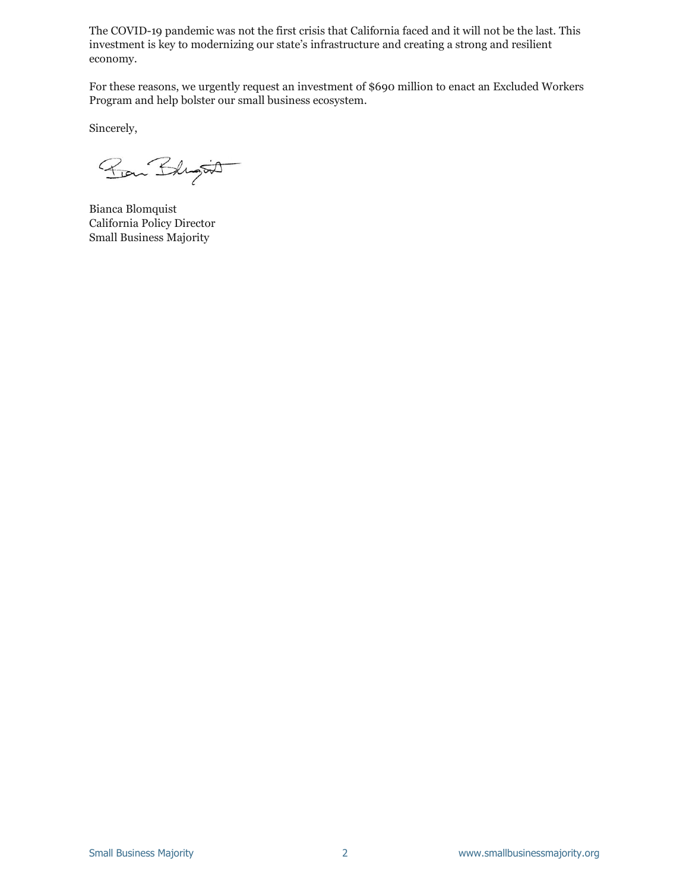The COVID-19 pandemic was not the first crisis that California faced and it will not be the last. This investment is key to modernizing our state's infrastructure and creating a strong and resilient economy.

For these reasons, we urgently request an investment of $690 million to enact an Excluded Workers Program and help bolster our small business ecosystem.

Sincerely,

Bianca Blomquist
California Policy Director
Small Business Majority